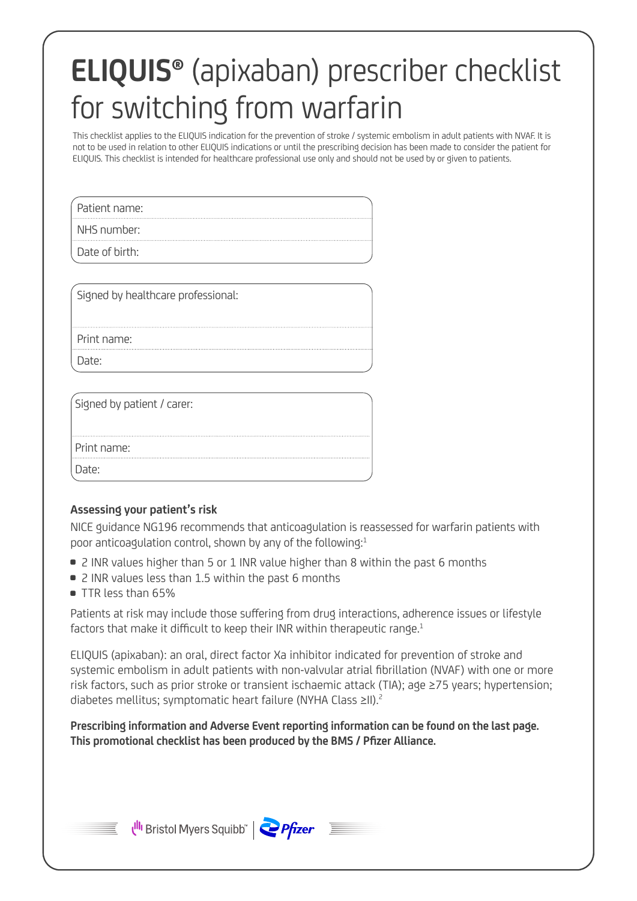# **ELIQUIS®** (apixaban) prescriber checklist for switching from warfarin

This checklist applies to the ELIQUIS indication for the prevention of stroke / systemic embolism in adult patients with NVAF. It is not to be used in relation to other ELIQUIS indications or until the prescribing decision has been made to consider the patient for ELIQUIS. This checklist is intended for healthcare professional use only and should not be used by or given to patients.

| Patient name: |
|---|
| NHS number: |
| Date of birth: |

| Signed by healthcare professional: |
|---|
| Print name: |
| Date: |

| Signed by patient / carer: |
|---|
| Print name: |
| Date: |

### Assessing your patient's risk

NICE guidance NG196 recommends that anticoagulation is reassessed for warfarin patients with poor anticoagulation control, shown by any of the following:[1]

- 2 INR values higher than 5 or 1 INR value higher than 8 within the past 6 months
- 2 INR values less than 1.5 within the past 6 months
- TTR less than 65%

Patients at risk may include those suffering from drug interactions, adherence issues or lifestyle factors that make it difficult to keep their INR within therapeutic range.[1]

ELIQUIS (apixaban): an oral, direct factor Xa inhibitor indicated for prevention of stroke and systemic embolism in adult patients with non-valvular atrial fibrillation (NVAF) with one or more risk factors, such as prior stroke or transient ischaemic attack (TIA); age ≥75 years; hypertension; diabetes mellitus; symptomatic heart failure (NYHA Class ≥II).[2]

**Prescribing information and Adverse Event reporting information can be found on the last page. This promotional checklist has been produced by the BMS / Pfizer Alliance.**

Bristol Myers Squibb™ | Pfizer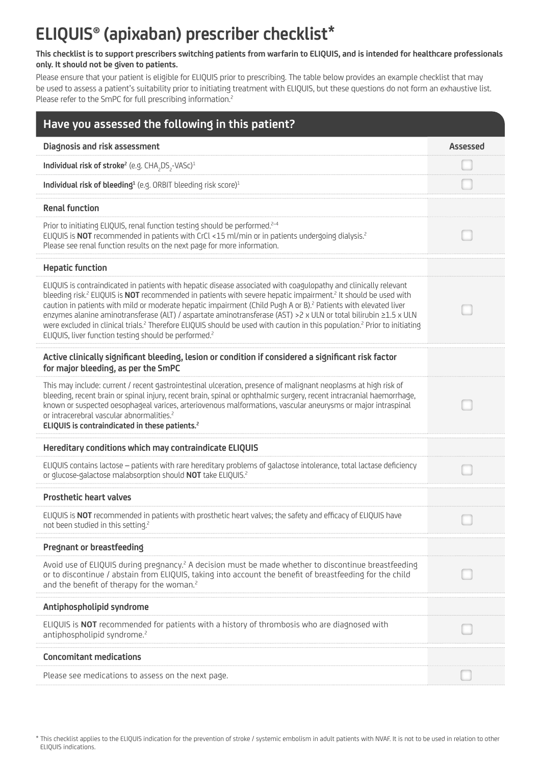# ELIQUIS® (apixaban) prescriber checklist*

**This checklist is to support prescribers switching patients from warfarin to ELIQUIS, and is intended for healthcare professionals only. It should not be given to patients.**

Please ensure that your patient is eligible for ELIQUIS prior to prescribing. The table below provides an example checklist that may be used to assess a patient's suitability prior to initiating treatment with ELIQUIS, but these questions do not form an exhaustive list. Please refer to the SmPC for full prescribing information.[2]

## Have you assessed the following in this patient?

| Diagnosis and risk assessment | Assessed |
|---|---|
| **Individual risk of stroke**[2] (e.g. $CHA_2DS_2$-VASc)[1] | ☐ |
| **Individual risk of bleeding**[1] (e.g. ORBIT bleeding risk score)[1] | ☐ |
| **Renal function** | |
| Prior to initiating ELIQUIS, renal function testing should be performed.[2–4] ELIQUIS is **NOT** recommended in patients with CrCl <15 ml/min or in patients undergoing dialysis.[2] Please see renal function results on the next page for more information. | ☐ |
| **Hepatic function** | |
| ELIQUIS is contraindicated in patients with hepatic disease associated with coagulopathy and clinically relevant bleeding risk.[2] ELIQUIS is **NOT** recommended in patients with severe hepatic impairment.[2] It should be used with caution in patients with mild or moderate hepatic impairment (Child Pugh A or B).[2] Patients with elevated liver enzymes alanine aminotransferase (ALT) / aspartate aminotransferase (AST) >2 x ULN or total bilirubin ≥1.5 x ULN were excluded in clinical trials.[2] Therefore ELIQUIS should be used with caution in this population.[2] Prior to initiating ELIQUIS, liver function testing should be performed.[2] | ☐ |
| **Active clinically significant bleeding, lesion or condition if considered a significant risk factor for major bleeding, as per the SmPC** | |
| This may include: current / recent gastrointestinal ulceration, presence of malignant neoplasms at high risk of bleeding, recent brain or spinal injury, recent brain, spinal or ophthalmic surgery, recent intracranial haemorrhage, known or suspected oesophageal varices, arteriovenous malformations, vascular aneurysms or major intraspinal or intracerebral vascular abnormalities.[2] **ELIQUIS is contraindicated in these patients.**[2] | ☐ |
| **Hereditary conditions which may contraindicate ELIQUIS** | |
| ELIQUIS contains lactose – patients with rare hereditary problems of galactose intolerance, total lactase deficiency or glucose-galactose malabsorption should **NOT** take ELIQUIS.[2] | ☐ |
| **Prosthetic heart valves** | |
| ELIQUIS is **NOT** recommended in patients with prosthetic heart valves; the safety and efficacy of ELIQUIS have not been studied in this setting.[2] | ☐ |
| **Pregnant or breastfeeding** | |
| Avoid use of ELIQUIS during pregnancy.[2] A decision must be made whether to discontinue breastfeeding or to discontinue / abstain from ELIQUIS, taking into account the benefit of breastfeeding for the child and the benefit of therapy for the woman.[2] | ☐ |
| **Antiphospholipid syndrome** | |
| ELIQUIS is **NOT** recommended for patients with a history of thrombosis who are diagnosed with antiphospholipid syndrome.[2] | ☐ |
| **Concomitant medications** | |
| Please see medications to assess on the next page. | ☐ |

\* This checklist applies to the ELIQUIS indication for the prevention of stroke / systemic embolism in adult patients with NVAF. It is not to be used in relation to other ELIQUIS indications.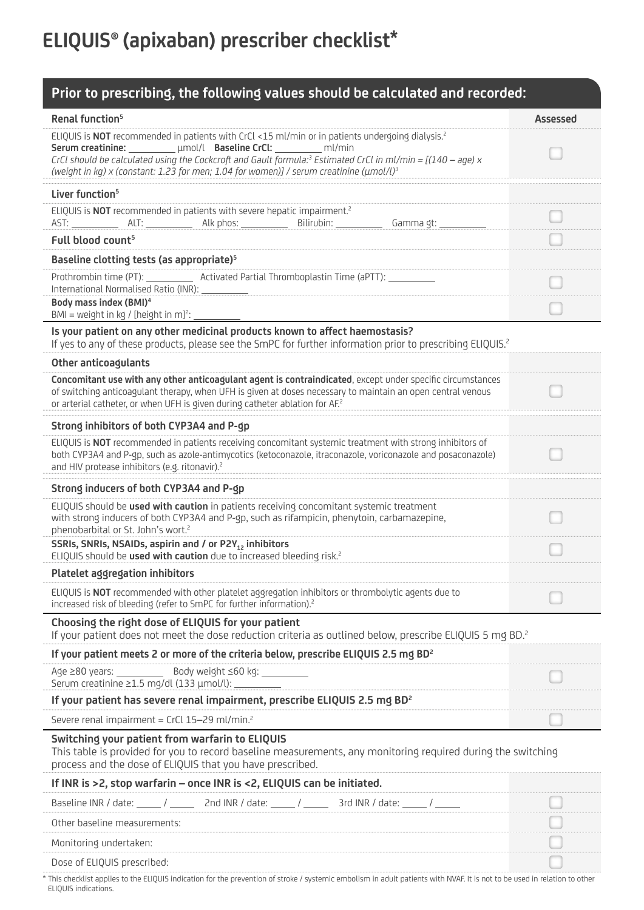# ELIQUIS® (apixaban) prescriber checklist*

## Prior to prescribing, the following values should be calculated and recorded:

| Renal function[5] | Assessed |
|---|---|
| ELIQUIS is **NOT** recommended in patients with CrCl <15 ml/min or in patients undergoing dialysis.[2]<br>**Serum creatinine:** __________ µmol/l **Baseline CrCl:** __________ ml/min<br>*CrCl should be calculated using the Cockcroft and Gault formula:[3] Estimated CrCl in ml/min = [(140 – age) x (weight in kg) x (constant: 1.23 for men; 1.04 for women)] / serum creatinine (µmol/l)[3]* | ☐ |
| **Liver function[5]** | |
| ELIQUIS is **NOT** recommended in patients with severe hepatic impairment.[2]<br>AST: __________ ALT: __________ Alk phos: __________ Bilirubin: __________ Gamma gt: __________ | ☐ |
| **Full blood count[5]** | ☐ |
| **Baseline clotting tests (as appropriate)[5]** | |
| Prothrombin time (PT): __________ Activated Partial Thromboplastin Time (aPTT): __________<br>International Normalised Ratio (INR): __________ | ☐ |
| **Body mass index (BMI)[4]**<br>BMI = weight in kg / [height in m]$^2$: __________ | ☐ |

| Is your patient on any other medicinal products known to affect haemostasis?<br>If yes to any of these products, please see the SmPC for further information prior to prescribing ELIQUIS.[2] | |
|---|---|
| **Other anticoagulants** | |
| **Concomitant use with any other anticoagulant agent is contraindicated**, except under specific circumstances of switching anticoagulant therapy, when UFH is given at doses necessary to maintain an open central venous or arterial catheter, or when UFH is given during catheter ablation for AF.[2] | ☐ |
| **Strong inhibitors of both CYP3A4 and P-gp** | |
| ELIQUIS is **NOT** recommended in patients receiving concomitant systemic treatment with strong inhibitors of both CYP3A4 and P-gp, such as azole-antimycotics (ketoconazole, itraconazole, voriconazole and posaconazole) and HIV protease inhibitors (e.g. ritonavir).[2] | ☐ |
| **Strong inducers of both CYP3A4 and P-gp** | |
| ELIQUIS should be **used with caution** in patients receiving concomitant systemic treatment with strong inducers of both CYP3A4 and P-gp, such as rifampicin, phenytoin, carbamazepine, phenobarbital or St. John's wort.[2] | ☐ |
| **SSRIs, SNRIs, NSAIDs, aspirin and / or $P2Y_{12}$ inhibitors**<br>ELIQUIS should be **used with caution** due to increased bleeding risk.[2] | ☐ |
| **Platelet aggregation inhibitors** | |
| ELIQUIS is **NOT** recommended with other platelet aggregation inhibitors or thrombolytic agents due to increased risk of bleeding (refer to SmPC for further information).[2] | ☐ |

| Choosing the right dose of ELIQUIS for your patient<br>If your patient does not meet the dose reduction criteria as outlined below, prescribe ELIQUIS 5 mg BD.[2] | |
|---|---|
| **If your patient meets 2 or more of the criteria below, prescribe ELIQUIS 2.5 mg BD[2]** | |
| Age ≥80 years: __________ Body weight ≤60 kg: __________<br>Serum creatinine ≥1.5 mg/dl (133 µmol/l): __________ | ☐ |
| **If your patient has severe renal impairment, prescribe ELIQUIS 2.5 mg BD[2]** | |
| Severe renal impairment = CrCl 15–29 ml/min.[2] | ☐ |

| Switching your patient from warfarin to ELIQUIS<br>This table is provided for you to record baseline measurements, any monitoring required during the switching process and the dose of ELIQUIS that you have prescribed. | |
|---|---|
| **If INR is >2, stop warfarin – once INR is <2, ELIQUIS can be initiated.** | |
| Baseline INR / date: _____ / _____ 2nd INR / date: _____ / _____ 3rd INR / date: _____ / _____ | ☐ |
| Other baseline measurements: | ☐ |
| Monitoring undertaken: | ☐ |
| Dose of ELIQUIS prescribed: | ☐ |

* This checklist applies to the ELIQUIS indication for the prevention of stroke / systemic embolism in adult patients with NVAF. It is not to be used in relation to other ELIQUIS indications.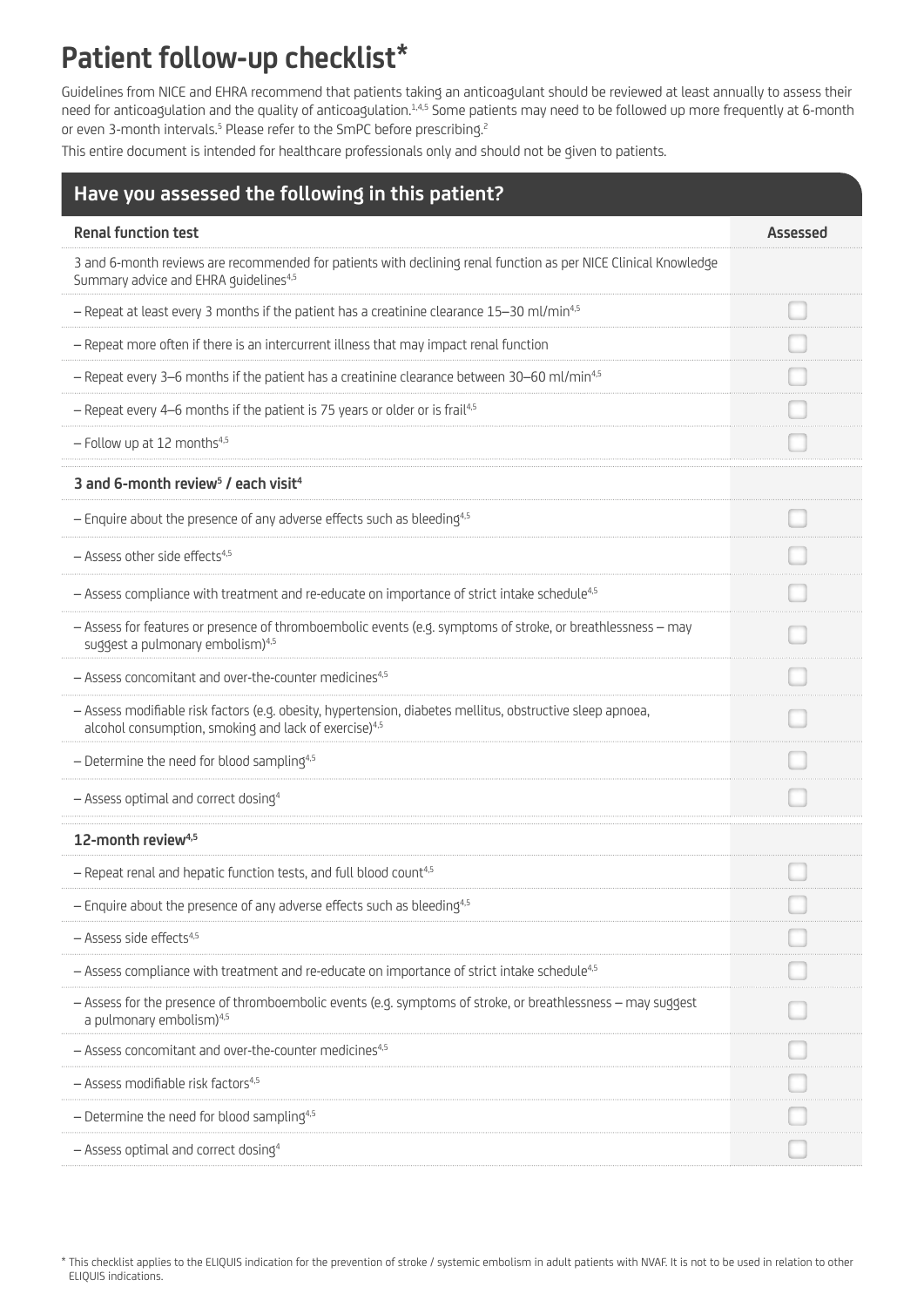# Patient follow-up checklist*

Guidelines from NICE and EHRA recommend that patients taking an anticoagulant should be reviewed at least annually to assess their need for anticoagulation and the quality of anticoagulation.[1,4,5] Some patients may need to be followed up more frequently at 6-month or even 3-month intervals.[5] Please refer to the SmPC before prescribing.[2]

This entire document is intended for healthcare professionals only and should not be given to patients.

## Have you assessed the following in this patient?

| **Renal function test** | **Assessed** |
|---|---|
| 3 and 6-month reviews are recommended for patients with declining renal function as per NICE Clinical Knowledge Summary advice and EHRA guidelines[4,5] | |
| – Repeat at least every 3 months if the patient has a creatinine clearance 15–30 ml/min[4,5] | ☐ |
| – Repeat more often if there is an intercurrent illness that may impact renal function | ☐ |
| – Repeat every 3–6 months if the patient has a creatinine clearance between 30–60 ml/min[4,5] | ☐ |
| – Repeat every 4–6 months if the patient is 75 years or older or is frail[4,5] | ☐ |
| – Follow up at 12 months[4,5] | ☐ |
| **3 and 6-month review[5] / each visit[4]** | |
| – Enquire about the presence of any adverse effects such as bleeding[4,5] | ☐ |
| – Assess other side effects[4,5] | ☐ |
| – Assess compliance with treatment and re-educate on importance of strict intake schedule[4,5] | ☐ |
| – Assess for features or presence of thromboembolic events (e.g. symptoms of stroke, or breathlessness – may suggest a pulmonary embolism)[4,5] | ☐ |
| – Assess concomitant and over-the-counter medicines[4,5] | ☐ |
| – Assess modifiable risk factors (e.g. obesity, hypertension, diabetes mellitus, obstructive sleep apnoea, alcohol consumption, smoking and lack of exercise)[4,5] | ☐ |
| – Determine the need for blood sampling[4,5] | ☐ |
| – Assess optimal and correct dosing[4] | ☐ |
| **12-month review[4,5]** | |
| – Repeat renal and hepatic function tests, and full blood count[4,5] | ☐ |
| – Enquire about the presence of any adverse effects such as bleeding[4,5] | ☐ |
| – Assess side effects[4,5] | ☐ |
| – Assess compliance with treatment and re-educate on importance of strict intake schedule[4,5] | ☐ |
| – Assess for the presence of thromboembolic events (e.g. symptoms of stroke, or breathlessness – may suggest a pulmonary embolism)[4,5] | ☐ |
| – Assess concomitant and over-the-counter medicines[4,5] | ☐ |
| – Assess modifiable risk factors[4,5] | ☐ |
| – Determine the need for blood sampling[4,5] | ☐ |
| – Assess optimal and correct dosing[4] | ☐ |

\* This checklist applies to the ELIQUIS indication for the prevention of stroke / systemic embolism in adult patients with NVAF. It is not to be used in relation to other ELIQUIS indications.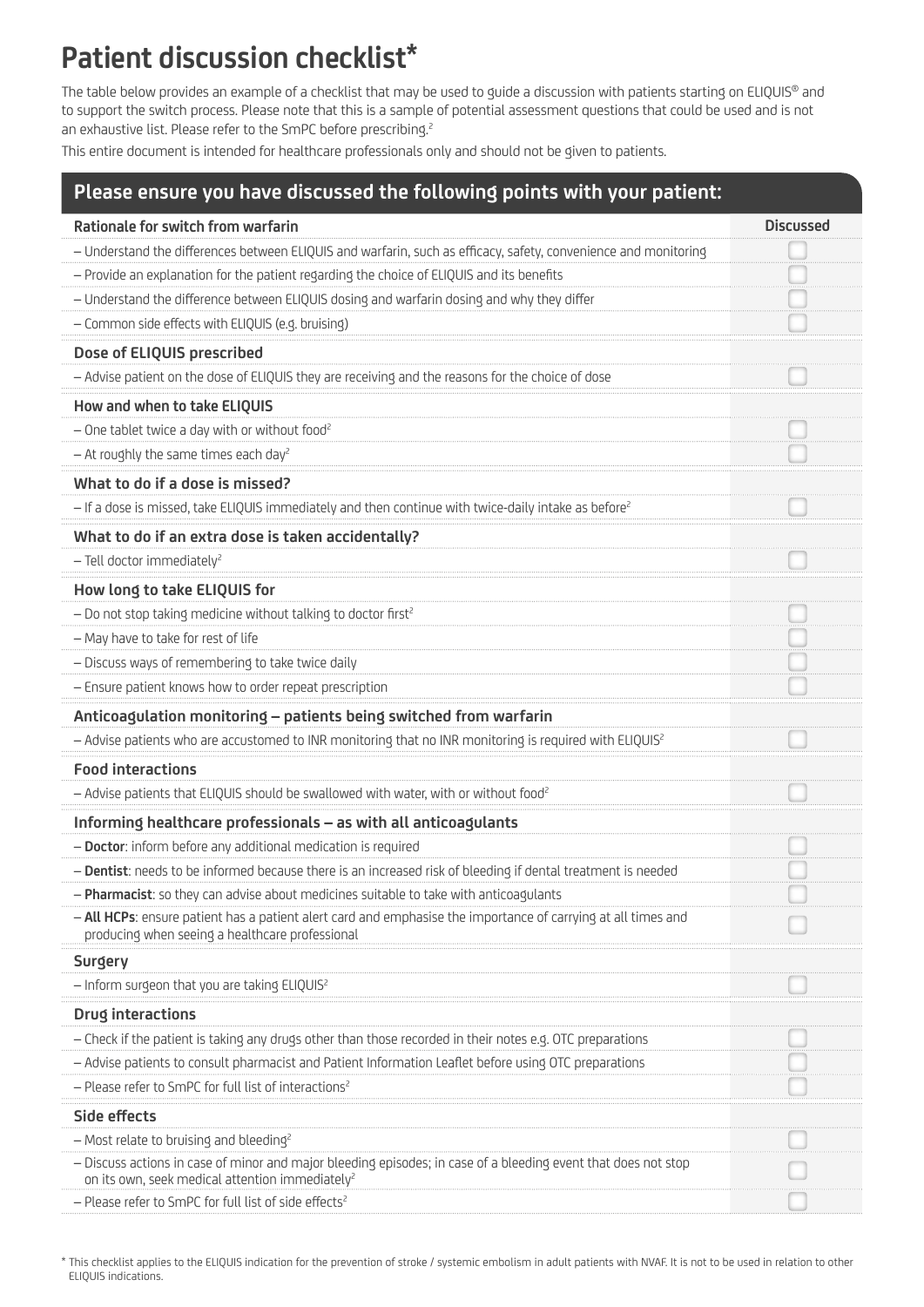# Patient discussion checklist*

The table below provides an example of a checklist that may be used to guide a discussion with patients starting on ELIQUIS® and to support the switch process. Please note that this is a sample of potential assessment questions that could be used and is not an exhaustive list. Please refer to the SmPC before prescribing.[2]

This entire document is intended for healthcare professionals only and should not be given to patients.

## Please ensure you have discussed the following points with your patient:

| Rationale for switch from warfarin | Discussed |
|---|---|
| – Understand the differences between ELIQUIS and warfarin, such as efficacy, safety, convenience and monitoring | ☐ |
| – Provide an explanation for the patient regarding the choice of ELIQUIS and its benefits | ☐ |
| – Understand the difference between ELIQUIS dosing and warfarin dosing and why they differ | ☐ |
| – Common side effects with ELIQUIS (e.g. bruising) | ☐ |
| **Dose of ELIQUIS prescribed** | |
| – Advise patient on the dose of ELIQUIS they are receiving and the reasons for the choice of dose | ☐ |
| **How and when to take ELIQUIS** | |
| – One tablet twice a day with or without food[2] | ☐ |
| – At roughly the same times each day[2] | ☐ |
| **What to do if a dose is missed?** | |
| – If a dose is missed, take ELIQUIS immediately and then continue with twice-daily intake as before[2] | ☐ |
| **What to do if an extra dose is taken accidentally?** | |
| – Tell doctor immediately[2] | ☐ |
| **How long to take ELIQUIS for** | |
| – Do not stop taking medicine without talking to doctor first[2] | ☐ |
| – May have to take for rest of life | ☐ |
| – Discuss ways of remembering to take twice daily | ☐ |
| – Ensure patient knows how to order repeat prescription | ☐ |
| **Anticoagulation monitoring – patients being switched from warfarin** | |
| – Advise patients who are accustomed to INR monitoring that no INR monitoring is required with ELIQUIS[2] | ☐ |
| **Food interactions** | |
| – Advise patients that ELIQUIS should be swallowed with water, with or without food[2] | ☐ |
| **Informing healthcare professionals – as with all anticoagulants** | |
| – **Doctor**: inform before any additional medication is required | ☐ |
| – **Dentist**: needs to be informed because there is an increased risk of bleeding if dental treatment is needed | ☐ |
| – **Pharmacist**: so they can advise about medicines suitable to take with anticoagulants | ☐ |
| – **All HCPs**: ensure patient has a patient alert card and emphasise the importance of carrying at all times and producing when seeing a healthcare professional | ☐ |
| **Surgery** | |
| – Inform surgeon that you are taking ELIQUIS[2] | ☐ |
| **Drug interactions** | |
| – Check if the patient is taking any drugs other than those recorded in their notes e.g. OTC preparations | ☐ |
| – Advise patients to consult pharmacist and Patient Information Leaflet before using OTC preparations | ☐ |
| – Please refer to SmPC for full list of interactions[2] | ☐ |
| **Side effects** | |
| – Most relate to bruising and bleeding[2] | ☐ |
| – Discuss actions in case of minor and major bleeding episodes; in case of a bleeding event that does not stop on its own, seek medical attention immediately[2] | ☐ |
| – Please refer to SmPC for full list of side effects[2] | ☐ |

* This checklist applies to the ELIQUIS indication for the prevention of stroke / systemic embolism in adult patients with NVAF. It is not to be used in relation to other ELIQUIS indications.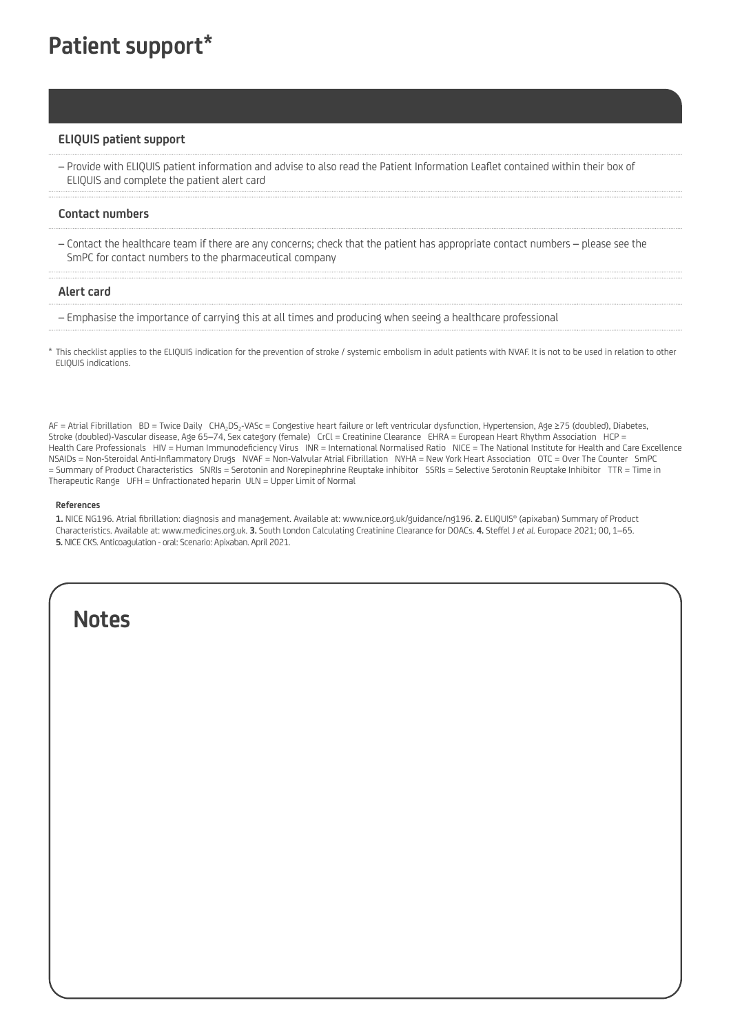# Patient support*

### ELIQUIS patient support

– Provide with ELIQUIS patient information and advise to also read the Patient Information Leaflet contained within their box of ELIQUIS and complete the patient alert card

### Contact numbers

– Contact the healthcare team if there are any concerns; check that the patient has appropriate contact numbers – please see the SmPC for contact numbers to the pharmaceutical company

### Alert card

– Emphasise the importance of carrying this at all times and producing when seeing a healthcare professional

\* This checklist applies to the ELIQUIS indication for the prevention of stroke / systemic embolism in adult patients with NVAF. It is not to be used in relation to other ELIQUIS indications.

AF = Atrial Fibrillation BD = Twice Daily $CHA_2DS_2$-VASc = Congestive heart failure or left ventricular dysfunction, Hypertension, Age ≥75 (doubled), Diabetes, Stroke (doubled)-Vascular disease, Age 65–74, Sex category (female) CrCl = Creatinine Clearance EHRA = European Heart Rhythm Association HCP = Health Care Professionals HIV = Human Immunodeficiency Virus INR = International Normalised Ratio NICE = The National Institute for Health and Care Excellence NSAIDs = Non-Steroidal Anti-Inflammatory Drugs NVAF = Non-Valvular Atrial Fibrillation NYHA = New York Heart Association OTC = Over The Counter SmPC = Summary of Product Characteristics SNRIs = Serotonin and Norepinephrine Reuptake inhibitor SSRIs = Selective Serotonin Reuptake Inhibitor TTR = Time in Therapeutic Range UFH = Unfractionated heparin ULN = Upper Limit of Normal

#### References

**1.** NICE NG196. Atrial fibrillation: diagnosis and management. Available at: www.nice.org.uk/guidance/ng196. **2.** ELIQUIS® (apixaban) Summary of Product Characteristics. Available at: www.medicines.org.uk. **3.** South London Calculating Creatinine Clearance for DOACs. **4.** Steffel J *et al.* Europace 2021; 00, 1–65. **5.** NICE CKS. Anticoagulation - oral: Scenario: Apixaban. April 2021.

## Notes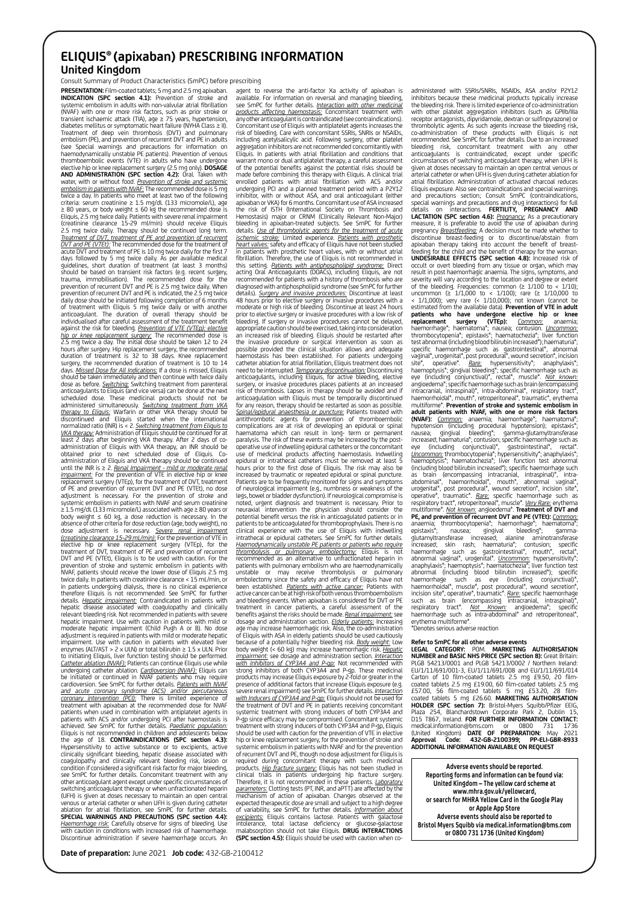# ELIQUIS® (apixaban) PRESCRIBING INFORMATION

## United Kingdom

Consult Summary of Product Characteristics (SmPC) before prescribing

**PRESENTATION:** Film-coated tablets; 5 mg and 2.5 mg apixaban. **INDICATION (SPC section 4.1):** Prevention of stroke and systemic embolism in adults with non-valvular atrial fibrillation (NVAF) with one or more risk factors, such as prior stroke or transient ischaemic attack (TIA), age ≥ 75 years, hypertension, diabetes mellitus or symptomatic heart failure (NYHA Class ≥ II). Treatment of deep vein thrombosis (DVT) and pulmonary embolism (PE), and prevention of recurrent DVT and PE in adults (see Special warnings and precautions for information on haemodynamically unstable PE patients). Prevention of venous thromboembolic events (VTE) in adults who have undergone elective hip or knee replacement surgery (2.5 mg only). **DOSAGE AND ADMINISTRATION (SPC section 4.2):** Oral. Taken with water, with or without food. *Prevention of stroke and systemic embolism in patients with NVAF:* The recommended dose is 5 mg twice a day. In patients who meet at least two of the following criteria: serum creatinine ≥ 1.5 mg/dL (133 micromole/L), age ≥ 80 years, or body weight ≤ 60 kg the recommended dose is Eliquis, 2.5 mg twice daily. Patients with severe renal impairment (creatinine clearance 15-29 ml/min) should receive Eliquis 2.5 mg twice daily. Therapy should be continued long term. *Treatment of DVT, treatment of PE and prevention of recurrent DVT and PE (VTEt):* The recommended dose for the treatment of acute DVT and treatment of PE is 10 mg twice daily for the first 7 days followed by 5 mg twice daily. As per available medical guidelines, short duration of treatment (at least 3 months) should be based on transient risk factors (e.g. recent surgery, trauma, immobilisation). The recommended dose for the prevention of recurrent DVT and PE is 2.5 mg twice daily. When prevention of recurrent DVT and PE is indicated, the 2.5 mg twice daily dose should be initiated following completion of 6 months of treatment with Eliquis 5 mg twice daily or with another anticoagulant. The duration of overall therapy should be individualised after careful assessment of the treatment benefit against the risk for bleeding. *Prevention of VTE (VTEp): elective hip or knee replacement surgery:* The recommended dose is 2.5 mg twice a day. The initial dose should be taken 12 to 24 hours after surgery. Hip replacement surgery, the recommended duration of treatment is 32 to 38 days. Knee replacement surgery, the recommended duration of treatment is 10 to 14 days. *Missed Dose for All Indications:* If a dose is missed, Eliquis should be taken immediately and then continue with twice daily dose as before. *Switching:* Switching treatment from parenteral anticoagulants to Eliquis (and vice versa) can be done at the next scheduled dose. These medicinal products should not be administered simultaneously. *Switching treatment from VKA therapy to Eliquis:* Warfarin or other VKA therapy should be discontinued and Eliquis started when the international normalized ratio (INR) is < 2. *Switching treatment from Eliquis to VKA therapy:* Administration of Eliquis should be continued for at least 2 days after beginning VKA therapy. After 2 days of co-administration of Eliquis with VKA therapy, an INR should be obtained prior to next scheduled dose of Eliquis. Co-administration of Eliquis and VKA therapy should be continued until the INR is ≥ 2. *Renal Impairment - mild or moderate renal impairment:* For the prevention of VTE in elective hip or knee replacement surgery (VTEp), for the treatment of DVT, treatment of PE and prevention of recurrent DVT and PE (VTEt), no dose adjustment is necessary. For the prevention of stroke and systemic embolism in patients with NVAF and serum creatinine ≥ 1.5 mg/dL (133 micromole/L) associated with age ≥ 80 years or body weight ≤ 60 kg, a dose reduction is necessary. In the absence of other criteria for dose reduction (age, body weight), no dose adjustment is necessary. *Severe renal impairment (creatinine clearance 15-29 mL/min):* For the prevention of VTE in elective hip or knee replacement surgery (VTEp), for the treatment of DVT, treatment of PE and prevention of recurrent DVT and PE (VTEt), Eliquis is to be used with caution. For the prevention of stroke and systemic embolism in patients with NVAF, patients should receive the lower dose of Eliquis 2.5 mg twice daily. In patients with creatinine clearance < 15 mL/min, or in patients undergoing dialysis, there is no clinical experience therefore Eliquis is not recommended. See SmPC for further details. *Hepatic impairment:* Contraindicated in patients with hepatic disease associated with coagulopathy and clinically relevant bleeding risk. Not recommended in patients with severe hepatic impairment. Use with caution in patients with mild or moderate hepatic impairment (Child Pugh A or B). No dose adjustment is required in patients with mild or moderate hepatic impairment. Use with caution in patients with elevated liver enzymes (ALT/AST > 2 x ULN) or total bilirubin ≥ 1.5 x ULN. Prior to initiating Eliquis, liver function testing should be performed. *Catheter ablation (NVAF):* Patients can continue Eliquis use while undergoing catheter ablation. *Cardioversion (NVAF):* Eliquis can be initiated or continued in NVAF patients who may require cardioversion. See SmPC for further details. *Patients with NVAF and acute coronary syndrome (ACS) and/or percutaneous coronary intervention (PCI):* There is limited experience of treatment with apixaban at the recommended dose for NVAF patients when used in combination with antiplatelet agents in patients with ACS and/or undergoing PCI after haemostasis is achieved. See SmPC for further details. *Paediatric population:* Eliquis is not recommended in children and adolescents below the age of 18. **CONTRAINDICATIONS (SPC section 4.3):** Hypersensitivity to active substance or to excipients, active clinically significant bleeding, hepatic disease associated with coagulopathy and clinically relevant bleeding risk, lesion or condition if considered a significant risk factor for major bleeding, see SmPC for further details. Concomitant treatment with any other anticoagulant agent except under specific circumstances of switching anticoagulant therapy or when unfractionated heparin (UFH) is given at doses necessary to maintain an open central venous or arterial catheter or when UFH is given during catheter ablation for atrial fibrillation, see SmPC for further details. **SPECIAL WARNINGS AND PRECAUTIONS (SPC section 4.4):** *Haemorrhage risk:* Carefully observe for signs of bleeding. Use with caution in conditions with increased risk of haemorrhage. Discontinue administration if severe haemorrhage occurs. An agent to reverse the anti-factor Xa activity of apixaban is available. For information on reversal and managing bleeding, see SmPC for further details. *Interaction with other medicinal products affecting haemostasis:* Concomitant treatment with any other anticoagulant is contraindicated (see contraindications). Concomitant use of Eliquis with antiplatelet agents increases the risk of bleeding. Care with concomitant SSRIs, SNRIs or NSAIDs, including acetylsalicylic acid. Following surgery, other platelet aggregation inhibitors are not recommended concomitantly with Eliquis. In patients with atrial fibrillation and conditions that warrant mono or dual antiplatelet therapy, a careful assessment of the potential benefits against the potential risks should be made before combining this therapy with Eliquis. A clinical trial enrolled patients with atrial fibrillation with ACS and/or undergoing PCI and a planned treatment period with a P2Y12 inhibitor, with or without ASA, and oral anticoagulant (either apixaban or VKA) for 6 months. Concomitant use of ASA increased the risk of ISTH (International Society on Thrombosis and Hemostasis) major or CRNM (Clinically Relevant Non-Major) bleeding in apixaban-treated subjects. See SmPC for further details. *Use of thrombolytic agents for the treatment of acute ischemic stroke:* Limited experience. *Patients with prosthetic heart valves:* safety and efficacy of Eliquis have not been studied in patients with prosthetic heart valves, with or without atrial fibrillation. Therefore, the use of Eliquis is not recommended in this setting. *Patients with antiphospholipid syndrome:* Direct acting Oral Anticoagulants (DOACs), including Eliquis, are not recommended for patients with a history of thrombosis who are diagnosed with antiphospholipid syndrome (see SmPC for further details). *Surgery and invasive procedures:* Discontinue at least 48 hours prior to elective surgery or invasive procedures with a moderate or high risk of bleeding. Discontinue at least 24 hours prior to elective surgery or invasive procedures with a low risk of bleeding. If surgery or invasive procedures cannot be delayed, appropriate caution should be exercised, taking into consideration an increased risk of bleeding. Eliquis should be restarted after the invasive procedure or surgical intervention as soon as possible provided the clinical situation allows and adequate haemostasis has been established. For patients undergoing catheter ablation for atrial fibrillation, Eliquis treatment does not need to be interrupted. *Temporary discontinuation:* Discontinuing anticoagulants, including Eliquis, for active bleeding, elective surgery, or invasive procedures places patients at an increased risk of thrombosis. Lapses in therapy should be avoided and if anticoagulation with Eliquis must be temporarily discontinued for any reason, therapy should be restarted as soon as possible. *Spinal/epidural anaesthesia or puncture:* Patients treated with antithrombotic agents for prevention of thromboembolic complications are at risk of developing an epidural or spinal haematoma which can result in long- term or permanent paralysis. The risk of these events may be increased by the post-operative use of indwelling epidural catheters or the concomitant use of medicinal products affecting haemostasis. Indwelling epidural or intrathecal catheters must be removed at least 5 hours prior to the first dose of Eliquis. The risk may also be increased by traumatic or repeated epidural or spinal puncture. Patients are to be frequently monitored for signs and symptoms of neurological impairment (e.g., numbness or weakness of the legs, bowel or bladder dysfunction). If neurological compromise is noted, urgent diagnosis and treatment is necessary. Prior to neuraxial intervention the physician should consider the potential benefit versus the risk in anticoagulated patients or in patients to be anticoagulated for thromboprophylaxis. There is no clinical experience with the use of Eliquis with indwelling intrathecal or epidural catheters. See SmPC for further details. *Haemodynamically unstable PE patients or patients who require thrombolysis or pulmonary embolectomy:* Eliquis is not recommended as an alternative to unfractionated heparin in patients with pulmonary embolism who are haemodynamically unstable or may receive thrombolysis or pulmonary embolectomy since the safety and efficacy of Eliquis have not been established. *Patients with active cancer:* Patients with active cancer can be at high risk of both venous thromboembolism and bleeding events. When apixaban is considered for DVT or PE treatment in cancer patients, a careful assessment of the benefits against the risks should be made. *Renal impairment:* see dosage and administration section. *Elderly patients:* Increasing age may increase haemorrhagic risk. Also, the co-administration of Eliquis with ASA in elderly patients should be used cautiously because of a potentially higher bleeding risk. *Body weight:* Low body weight (< 60 kg) may increase haemorrhagic risk. *Hepatic impairment:* see dosage and administration section. *Interaction with Inhibitors of CYP3A4 and P-gp:* Not recommended with strong inhibitors of both CYP3A4 and P-gp. These medicinal products may increase Eliquis exposure by 2-fold or greater in the presence of additional factors that increase Eliquis exposure (e.g. severe renal impairment) see SmPC for further details. *Interaction with Inducers of CYP3A4 and P-gp:* Eliquis should not be used for the treatment of DVT and PE in patients receiving concomitant systemic treatment with strong inducers of both CYP3A4 and P-gp since efficacy may be compromised. Concomitant systemic treatment with strong inducers of both CYP3A4 and P-gp, Eliquis should be used with caution for the prevention of VTE in elective hip or knee replacement surgery, for the prevention of stroke and systemic embolism in patients with NVAF and for the prevention of recurrent DVT and PE, though no dose adjustment for Eliquis is required during concomitant therapy with such medicinal products. *Hip fracture surgery:* Eliquis has not been studied in clinical trials in patients undergoing hip fracture surgery. Therefore, it is not recommended in these patients. *Laboratory parameters:* Clotting tests (PT, INR, and aPTT) are affected by the mechanism of action of apixaban. Changes observed at the expected therapeutic dose are small and subject to a high degree of variability, see SmPC for further details. *Information about excipients:* Eliquis contains lactose. Patients with galactose intolerance, total lactase deficiency or glucose-galactose malabsorption should not take Eliquis. **DRUG INTERACTIONS (SPC section 4.5):** Eliquis should be used with caution when co-administered with SSRIs/SNRIs, NSAIDs, ASA and/or P2Y12 inhibitors because these medicinal products typically increase the bleeding risk. There is limited experience of co-administration with other platelet aggregation inhibitors (such as GPIIb/IIIa receptor antagonists, dipyridamole, dextran or sulfinpyrazone) or thrombolytic agents. As such agents increase the bleeding risk, co-administration of these products with Eliquis is not recommended. See SmPC for further details. Due to an increased bleeding risk, concomitant treatment with any other anticoagulants is contraindicated, except under specific circumstances of switching anticoagulant therapy, when UFH is given at doses necessary to maintain an open central venous or arterial catheter or when UFH is given during catheter ablation for atrial fibrillation. Administration of activated charcoal reduces Eliquis exposure. Also see contraindications and special warnings and precautions section; Consult SmPC (contraindications, special warnings and precautions and drug interactions) for full details on interactions. **FERTILITY, PREGNANCY AND LACTATION (SPC section 4.6):** *Pregnancy:* As a precautionary measure, it is preferable to avoid the use of apixaban during pregnancy *Breastfeeding:* A decision must be made whether to discontinue breast-feeding or to discontinue/abstain from apixaban therapy taking into account the benefit of breast-feeding for the child and the benefit of therapy for the woman. **UNDESIRABLE EFFECTS (SPC section 4.8):** Increased risk of occult or overt bleeding from any tissue or organ, which may result in post haemorrhagic anaemia. The signs, symptoms, and severity will vary according to the location and degree or extent of the bleeding. Frequencies: common (≥ 1/100 to < 1/10); uncommon (≥ 1/1,000 to < 1/100); rare (≥ 1/10,000 to < 1/1,000); very rare (< 1/10,000); not known (cannot be estimated from the available data). **Prevention of VTE in adult patients who have undergone elective hip or knee replacement surgery (VTEp):** *Common:* anaemia; haemorrhage*; haematoma*; nausea; contusion. *Uncommon:* thrombocytopenia*; epistaxis*; haematochezia*; liver function test abnormal (including blood bilirubin increased*); haematuria*; specific haemorrhage such as gastrointestinal*, abnormal vaginal*, urogenital*, post procedural*, wound secretion*, incision site*, operative*. *Rare:* hypersensitivity*; anaphylaxis*; haemoptysis*; gingival bleeding*; specific haemorrhage such as eye (including conjunctival)*, rectal*, muscle*. *Not known:* angioedema*; specific haemorrhage such as brain (encompassing intracranial, intraspinal)*, intra-abdominal*, respiratory tract*, haemorrhoidal*, mouth*, retroperitoneal*, traumatic*, erythema multiforme*. **Prevention of stroke and systemic embolism in adult patients with NVAF, with one or more risk factors (NVAF):** *Common:* anaemia; haemorrhage*; haematoma*; hypotension (including procedural hypotension); epistaxis*; nausea; gingival bleeding*; gamma-glutamyltransferase increased; haematuria*; contusion; specific haemorrhage such as eye (including conjunctival)*, gastrointestinal*, rectal*. *Uncommon:* thrombocytopenia*; hypersensitivity*; anaphylaxis*; haemoptysis*; haematochezia*; liver function test abnormal (including blood bilirubin increased*); specific haemorrhage such as brain (encompassing intracranial, intraspinal)*, intra-abdominal*, haemorrhoidal*, mouth*, abnormal vaginal*, urogenital*, post procedural*, wound secretion*, incision site*, operative*, traumatic*. *Rare:* specific haemorrhage such as respiratory tract*, retroperitoneal*, muscle*. *Very Rare:* erythema multiforme*. *Not known:* angioedema*. **Treatment of DVT and PE, and prevention of recurrent DVT and PE (VTEt):** *Common:* anaemia; thrombocytopenia*; haemorrhage*; haematoma*; epistaxis*; nausea; gingival bleeding*; gamma-glutamyltransferase increased; alanine aminotransferase increased; skin rash; haematuria*; contusion; specific haemorrhage such as gastrointestinal*, mouth*, rectal*, abnormal vaginal*, urogenital*. *Uncommon:* hypersensitivity*; anaphylaxis*; haemoptysis*; haematochezia*; liver function test abnormal (including blood bilirubin increased*); specific haemorrhage such as eye (including conjunctival)*, haemorrhoidal*, muscle*, post procedural*, wound secretion*, incision site*, operative*, traumatic*. *Rare:* specific haemorrhage such as brain (encompassing intracranial, intraspinal)*, respiratory tract*. *Not Known:* angioedema*; specific haemorrhage such as intra-abdominal* and retroperitoneal*, erythema multiforme*.

*Denotes serious adverse reaction

**Refer to SmPC for all other adverse events**

**LEGAL CATEGORY:** POM. **MARKETING AUTHORISATION NUMBER and BASIC NHS PRICE (SPC section 8):** Great Britain: PLGB 54213/0001 and PLGB 54213/0002 / Northern Ireland: EU/1/11/691/001-3, EU/1/11/691/008 and EU/1/11/691/014 Carton of 10 film-coated tablets 2.5 mg £9.50, 20 film-coated tablets 2.5 mg £19.00, 60 film-coated tablets 2.5 mg £57.00, 56 film-coated tablets 5 mg £53.20, 28 film-coated tablets 5 mg £26.60. **MARKETING AUTHORISATION HOLDER (SPC section 7):** Bristol-Myers Squibb/Pfizer EEIG, Plaza 254, Blanchardstown Corporate Park 2, Dublin 15, D15 T867, Ireland. **FOR FURTHER INFORMATION CONTACT:** medical.information@bms.com or 0800 731 1736 (United Kingdom) **DATE OF PREPARATION:** May 2021 **Approval Code: 432-GB-2100399; PP-ELI-GBR-8933**
**ADDITIONAL INFORMATION AVAILABLE ON REQUEST**

**Adverse events should be reported.**
**Reporting forms and information can be found via:**
**United Kingdom – The yellow card scheme at**
**www.mhra.gov.uk/yellowcard,**
**or search for MHRA Yellow Card in the Google Play**
**or Apple App Store**
**Adverse events should also be reported to**
**Bristol Myers Squibb via medical.information@bms.com**
**or 0800 731 1736 (United Kingdom)**

**Date of preparation:** June 2021 **Job code:** 432-GB-2100412